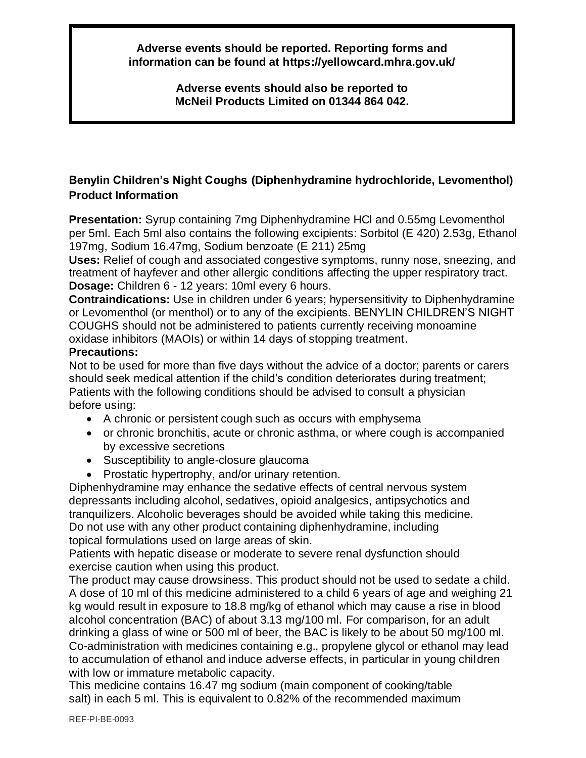**Adverse events should be reported. Reporting forms and information can be found at https://yellowcard.mhra.gov.uk/**

**Adverse events should also be reported to McNeil Products Limited on 01344 864 042.**

## Benylin Children's Night Coughs (Diphenhydramine hydrochloride, Levomenthol) Product Information

**Presentation:** Syrup containing 7mg Diphenhydramine HCl and 0.55mg Levomenthol per 5ml. Each 5ml also contains the following excipients: Sorbitol (E 420) 2.53g, Ethanol 197mg, Sodium 16.47mg, Sodium benzoate (E 211) 25mg

**Uses:** Relief of cough and associated congestive symptoms, runny nose, sneezing, and treatment of hayfever and other allergic conditions affecting the upper respiratory tract.

**Dosage:** Children 6 - 12 years: 10ml every 6 hours.

**Contraindications:** Use in children under 6 years; hypersensitivity to Diphenhydramine or Levomenthol (or menthol) or to any of the excipients. BENYLIN CHILDREN'S NIGHT COUGHS should not be administered to patients currently receiving monoamine oxidase inhibitors (MAOIs) or within 14 days of stopping treatment.

**Precautions:**

Not to be used for more than five days without the advice of a doctor; parents or carers should seek medical attention if the child's condition deteriorates during treatment; Patients with the following conditions should be advised to consult a physician before using:

- A chronic or persistent cough such as occurs with emphysema
- or chronic bronchitis, acute or chronic asthma, or where cough is accompanied by excessive secretions
- Susceptibility to angle-closure glaucoma
- Prostatic hypertrophy, and/or urinary retention.

Diphenhydramine may enhance the sedative effects of central nervous system depressants including alcohol, sedatives, opioid analgesics, antipsychotics and tranquilizers. Alcoholic beverages should be avoided while taking this medicine. Do not use with any other product containing diphenhydramine, including topical formulations used on large areas of skin.

Patients with hepatic disease or moderate to severe renal dysfunction should exercise caution when using this product.

The product may cause drowsiness. This product should not be used to sedate a child. A dose of 10 ml of this medicine administered to a child 6 years of age and weighing 21 kg would result in exposure to 18.8 mg/kg of ethanol which may cause a rise in blood alcohol concentration (BAC) of about 3.13 mg/100 ml. For comparison, for an adult drinking a glass of wine or 500 ml of beer, the BAC is likely to be about 50 mg/100 ml. Co-administration with medicines containing e.g., propylene glycol or ethanol may lead to accumulation of ethanol and induce adverse effects, in particular in young children with low or immature metabolic capacity.

This medicine contains 16.47 mg sodium (main component of cooking/table salt) in each 5 ml. This is equivalent to 0.82% of the recommended maximum

REF-PI-BE-0093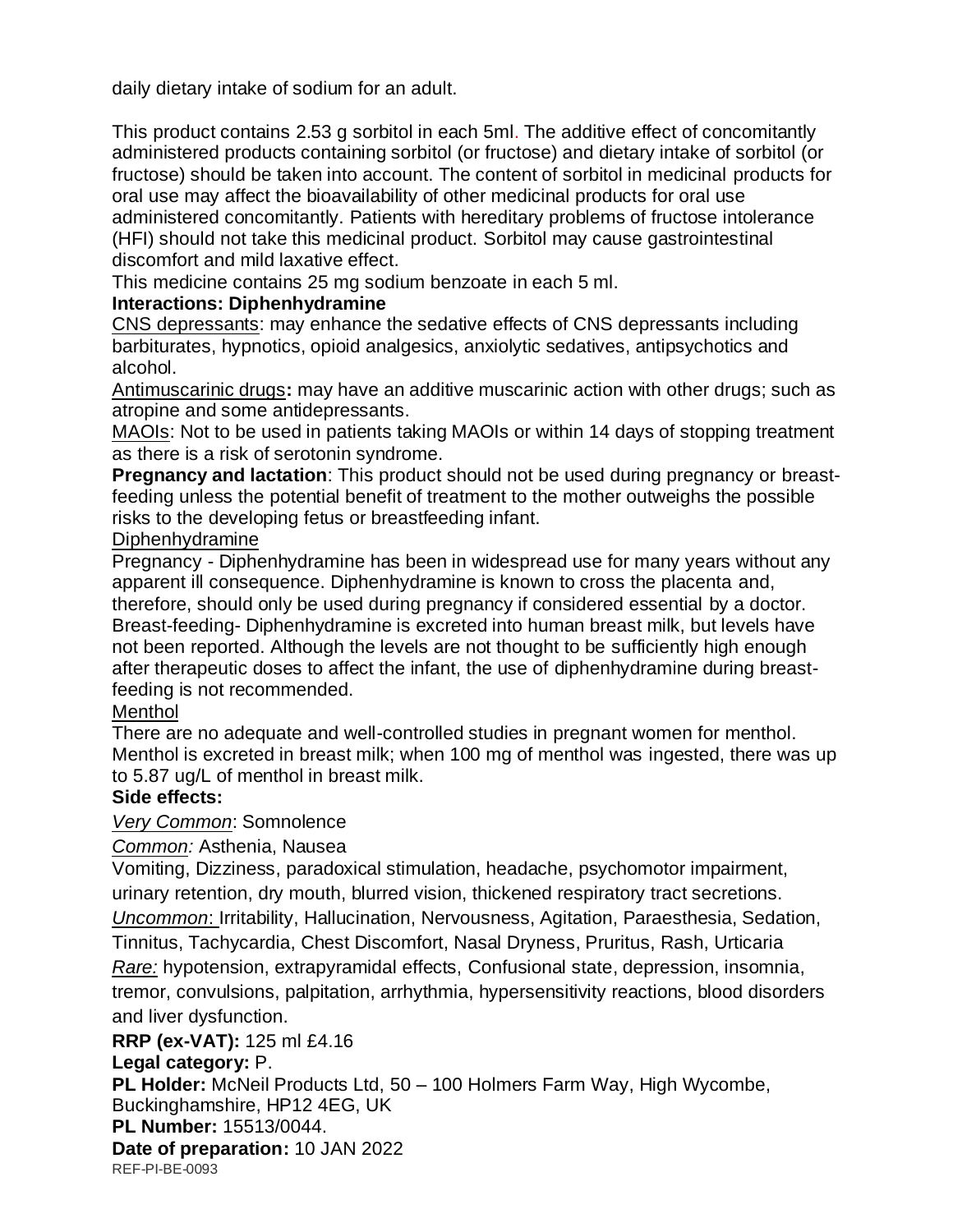daily dietary intake of sodium for an adult.

This product contains 2.53 g sorbitol in each 5ml. The additive effect of concomitantly administered products containing sorbitol (or fructose) and dietary intake of sorbitol (or fructose) should be taken into account. The content of sorbitol in medicinal products for oral use may affect the bioavailability of other medicinal products for oral use administered concomitantly. Patients with hereditary problems of fructose intolerance (HFI) should not take this medicinal product. Sorbitol may cause gastrointestinal discomfort and mild laxative effect.
This medicine contains 25 mg sodium benzoate in each 5 ml.

**Interactions: Diphenhydramine**

CNS depressants: may enhance the sedative effects of CNS depressants including barbiturates, hypnotics, opioid analgesics, anxiolytic sedatives, antipsychotics and alcohol.

Antimuscarinic drugs**:** may have an additive muscarinic action with other drugs; such as atropine and some antidepressants.

MAOIs: Not to be used in patients taking MAOIs or within 14 days of stopping treatment as there is a risk of serotonin syndrome.

**Pregnancy and lactation**: This product should not be used during pregnancy or breast-feeding unless the potential benefit of treatment to the mother outweighs the possible risks to the developing fetus or breastfeeding infant.

Diphenhydramine

Pregnancy - Diphenhydramine has been in widespread use for many years without any apparent ill consequence. Diphenhydramine is known to cross the placenta and, therefore, should only be used during pregnancy if considered essential by a doctor.
Breast-feeding- Diphenhydramine is excreted into human breast milk, but levels have not been reported. Although the levels are not thought to be sufficiently high enough after therapeutic doses to affect the infant, the use of diphenhydramine during breast-feeding is not recommended.

Menthol

There are no adequate and well-controlled studies in pregnant women for menthol. Menthol is excreted in breast milk; when 100 mg of menthol was ingested, there was up to 5.87 ug/L of menthol in breast milk.

**Side effects:**

*Very Common*: Somnolence

*Common:* Asthenia, Nausea

Vomiting, Dizziness, paradoxical stimulation, headache, psychomotor impairment, urinary retention, dry mouth, blurred vision, thickened respiratory tract secretions.

*Uncommon*: Irritability, Hallucination, Nervousness, Agitation, Paraesthesia, Sedation, Tinnitus, Tachycardia, Chest Discomfort, Nasal Dryness, Pruritus, Rash, Urticaria

*Rare:* hypotension, extrapyramidal effects, Confusional state, depression, insomnia, tremor, convulsions, palpitation, arrhythmia, hypersensitivity reactions, blood disorders and liver dysfunction.

**RRP (ex-VAT):** 125 ml £4.16

**Legal category:** P.

**PL Holder:** McNeil Products Ltd, 50 – 100 Holmers Farm Way, High Wycombe, Buckinghamshire, HP12 4EG, UK

**PL Number:** 15513/0044.

**Date of preparation:** 10 JAN 2022

REF-PI-BE-0093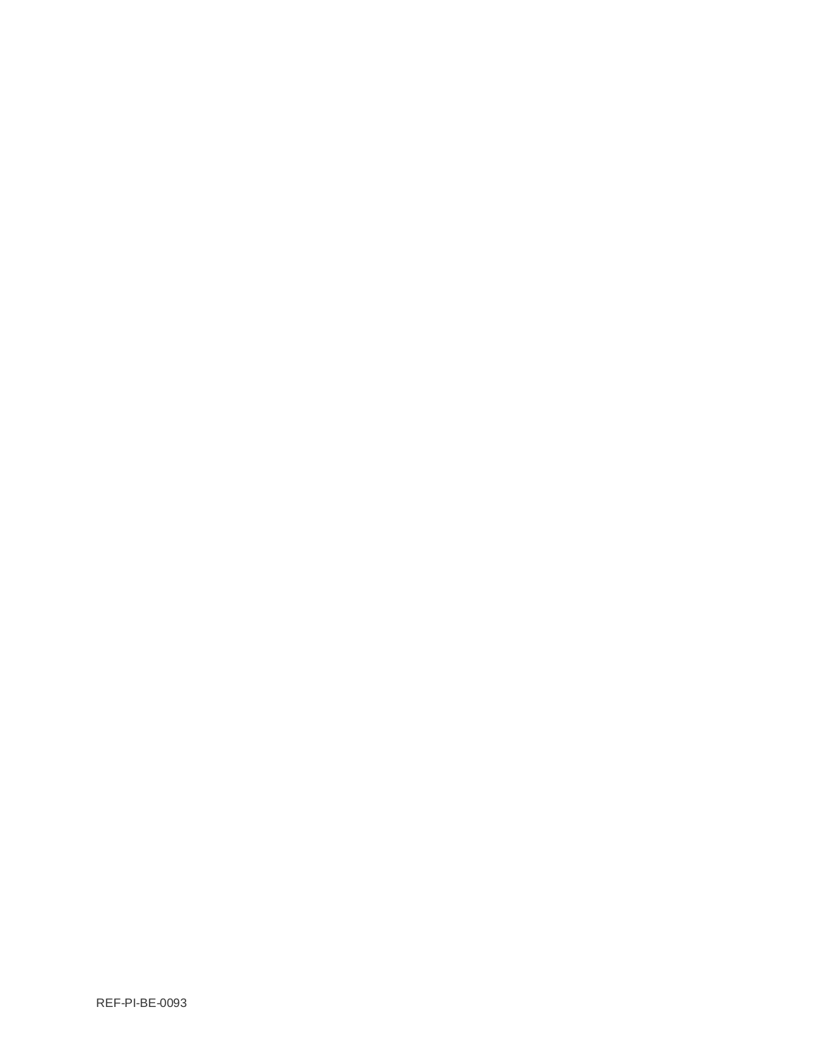REF-PI-BE-0093